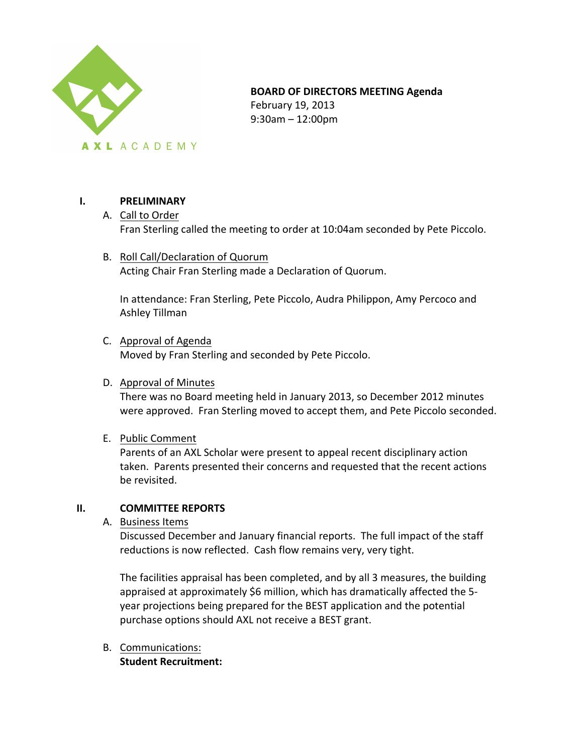AXL ACADEMY

**BOARD OF DIRECTORS MEETING Agenda**
February 19, 2013
9:30am – 12:00pm

## I. PRELIMINARY

A. Call to Order
Fran Sterling called the meeting to order at 10:04am seconded by Pete Piccolo.

B. Roll Call/Declaration of Quorum
Acting Chair Fran Sterling made a Declaration of Quorum.

In attendance: Fran Sterling, Pete Piccolo, Audra Philippon, Amy Percoco and Ashley Tillman

C. Approval of Agenda
Moved by Fran Sterling and seconded by Pete Piccolo.

D. Approval of Minutes
There was no Board meeting held in January 2013, so December 2012 minutes were approved. Fran Sterling moved to accept them, and Pete Piccolo seconded.

E. Public Comment
Parents of an AXL Scholar were present to appeal recent disciplinary action taken. Parents presented their concerns and requested that the recent actions be revisited.

## II. COMMITTEE REPORTS

A. Business Items
Discussed December and January financial reports. The full impact of the staff reductions is now reflected. Cash flow remains very, very tight.

The facilities appraisal has been completed, and by all 3 measures, the building appraised at approximately $6 million, which has dramatically affected the 5-year projections being prepared for the BEST application and the potential purchase options should AXL not receive a BEST grant.

B. Communications:
**Student Recruitment:**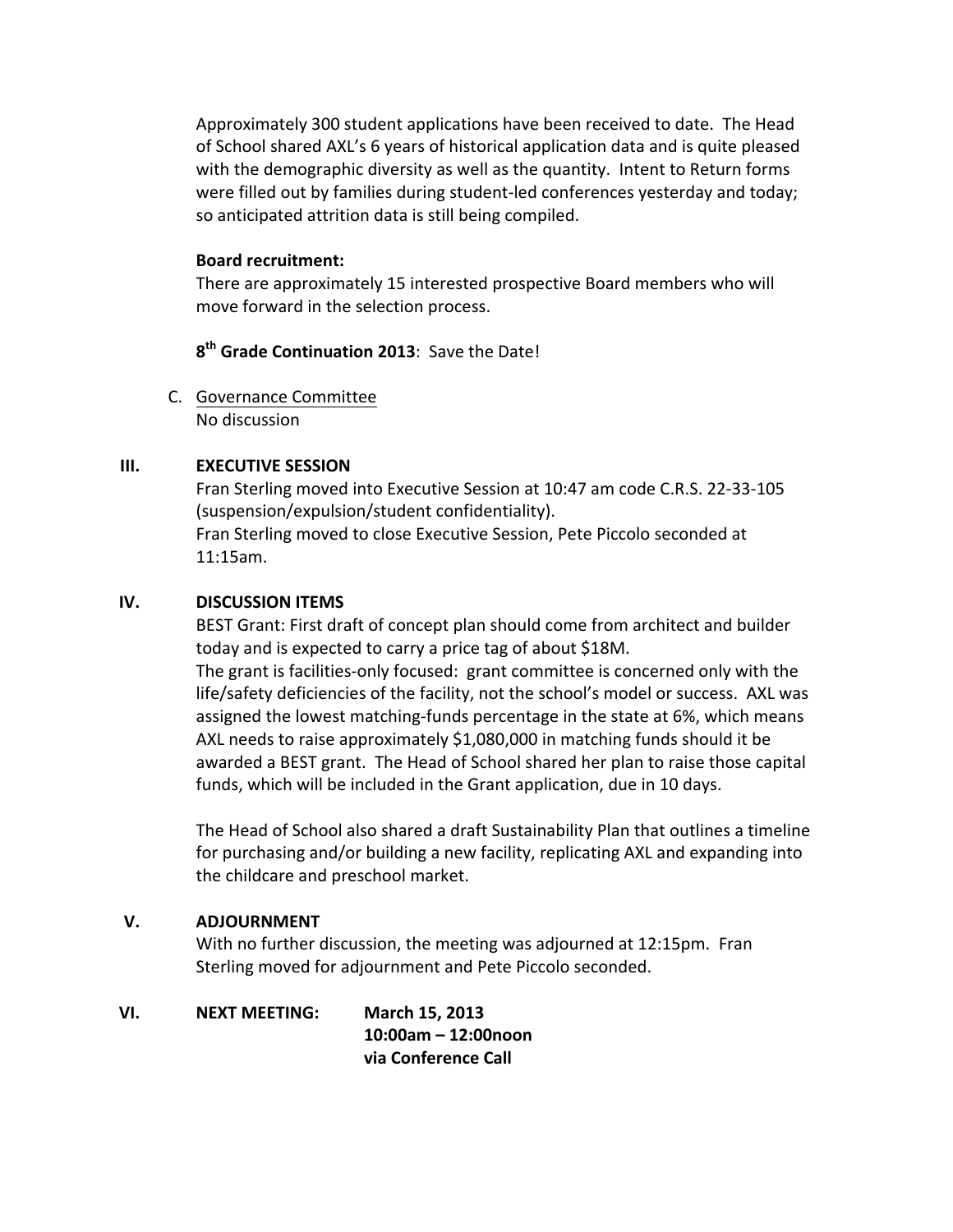Approximately 300 student applications have been received to date. The Head of School shared AXL's 6 years of historical application data and is quite pleased with the demographic diversity as well as the quantity. Intent to Return forms were filled out by families during student-led conferences yesterday and today; so anticipated attrition data is still being compiled.

**Board recruitment:**
There are approximately 15 interested prospective Board members who will move forward in the selection process.

**8th Grade Continuation 2013**: Save the Date!

C. Governance Committee
No discussion

## III. EXECUTIVE SESSION

Fran Sterling moved into Executive Session at 10:47 am code C.R.S. 22-33-105 (suspension/expulsion/student confidentiality).
Fran Sterling moved to close Executive Session, Pete Piccolo seconded at 11:15am.

## IV. DISCUSSION ITEMS

BEST Grant: First draft of concept plan should come from architect and builder today and is expected to carry a price tag of about $18M.
The grant is facilities-only focused: grant committee is concerned only with the life/safety deficiencies of the facility, not the school's model or success. AXL was assigned the lowest matching-funds percentage in the state at 6%, which means AXL needs to raise approximately $1,080,000 in matching funds should it be awarded a BEST grant. The Head of School shared her plan to raise those capital funds, which will be included in the Grant application, due in 10 days.

The Head of School also shared a draft Sustainability Plan that outlines a timeline for purchasing and/or building a new facility, replicating AXL and expanding into the childcare and preschool market.

## V. ADJOURNMENT

With no further discussion, the meeting was adjourned at 12:15pm. Fran Sterling moved for adjournment and Pete Piccolo seconded.

## VI. NEXT MEETING:

**March 15, 2013**
**10:00am – 12:00noon**
**via Conference Call**